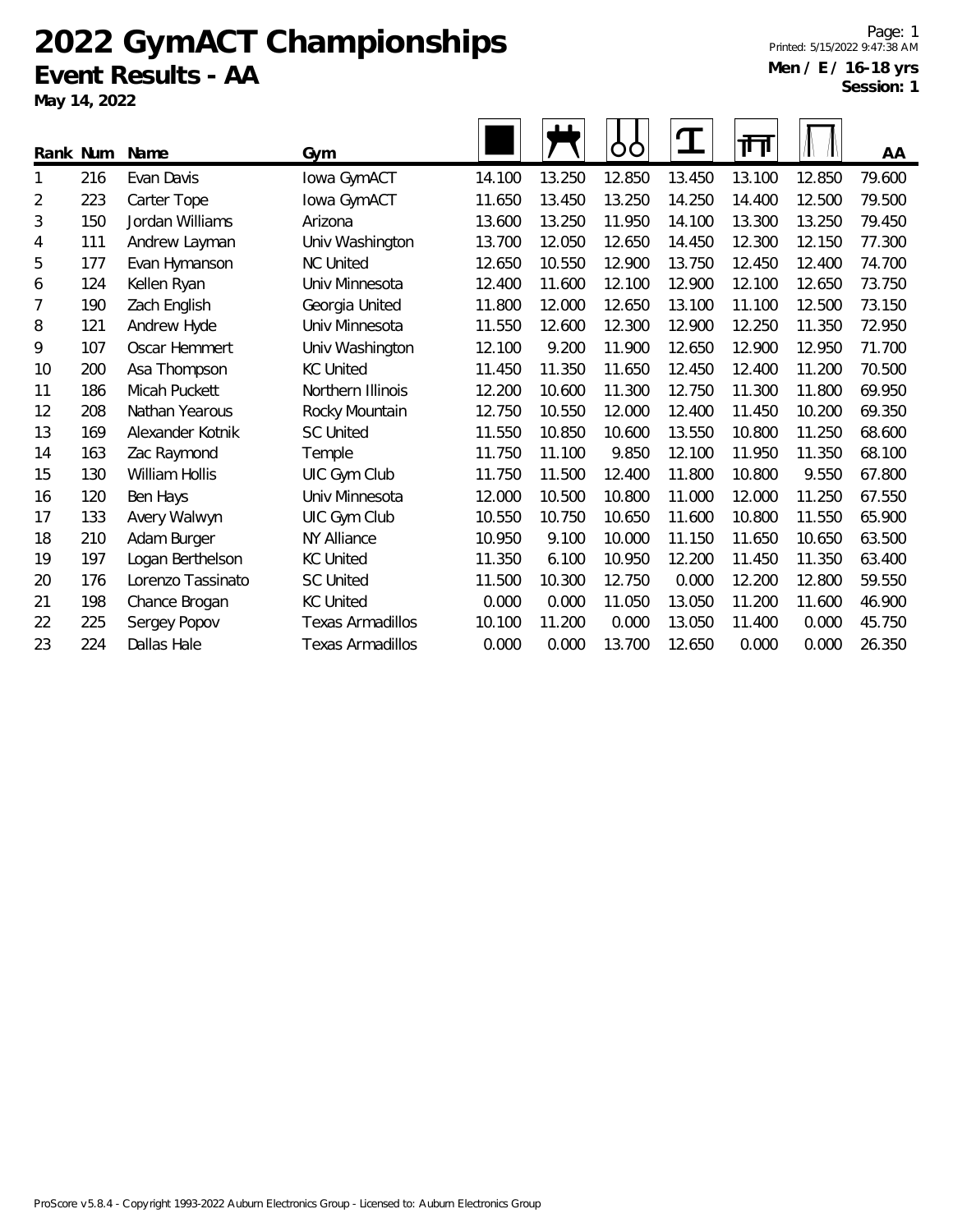# 2022 GymACT Championships

## Event Results - AA

**May 14, 2022**

Printed: 5/15/2022 9:47:38 AM

**Men / E / 16-18 yrs**

**Session: 1**

| Rank | Num | Name | Gym | Floor | Pommel Horse | Rings | Vault | Parallel Bars | High Bar | AA |
|---|---|---|---|---|---|---|---|---|---|---|
| 1 | 216 | Evan Davis | Iowa GymACT | 14.100 | 13.250 | 12.850 | 13.450 | 13.100 | 12.850 | 79.600 |
| 2 | 223 | Carter Tope | Iowa GymACT | 11.650 | 13.450 | 13.250 | 14.250 | 14.400 | 12.500 | 79.500 |
| 3 | 150 | Jordan Williams | Arizona | 13.600 | 13.250 | 11.950 | 14.100 | 13.300 | 13.250 | 79.450 |
| 4 | 111 | Andrew Layman | Univ Washington | 13.700 | 12.050 | 12.650 | 14.450 | 12.300 | 12.150 | 77.300 |
| 5 | 177 | Evan Hymanson | NC United | 12.650 | 10.550 | 12.900 | 13.750 | 12.450 | 12.400 | 74.700 |
| 6 | 124 | Kellen Ryan | Univ Minnesota | 12.400 | 11.600 | 12.100 | 12.900 | 12.100 | 12.650 | 73.750 |
| 7 | 190 | Zach English | Georgia United | 11.800 | 12.000 | 12.650 | 13.100 | 11.100 | 12.500 | 73.150 |
| 8 | 121 | Andrew Hyde | Univ Minnesota | 11.550 | 12.600 | 12.300 | 12.900 | 12.250 | 11.350 | 72.950 |
| 9 | 107 | Oscar Hemmert | Univ Washington | 12.100 | 9.200 | 11.900 | 12.650 | 12.900 | 12.950 | 71.700 |
| 10 | 200 | Asa Thompson | KC United | 11.450 | 11.350 | 11.650 | 12.450 | 12.400 | 11.200 | 70.500 |
| 11 | 186 | Micah Puckett | Northern Illinois | 12.200 | 10.600 | 11.300 | 12.750 | 11.300 | 11.800 | 69.950 |
| 12 | 208 | Nathan Yearous | Rocky Mountain | 12.750 | 10.550 | 12.000 | 12.400 | 11.450 | 10.200 | 69.350 |
| 13 | 169 | Alexander Kotnik | SC United | 11.550 | 10.850 | 10.600 | 13.550 | 10.800 | 11.250 | 68.600 |
| 14 | 163 | Zac Raymond | Temple | 11.750 | 11.100 | 9.850 | 12.100 | 11.950 | 11.350 | 68.100 |
| 15 | 130 | William Hollis | UIC Gym Club | 11.750 | 11.500 | 12.400 | 11.800 | 10.800 | 9.550 | 67.800 |
| 16 | 120 | Ben Hays | Univ Minnesota | 12.000 | 10.500 | 10.800 | 11.000 | 12.000 | 11.250 | 67.550 |
| 17 | 133 | Avery Walwyn | UIC Gym Club | 10.550 | 10.750 | 10.650 | 11.600 | 10.800 | 11.550 | 65.900 |
| 18 | 210 | Adam Burger | NY Alliance | 10.950 | 9.100 | 10.000 | 11.150 | 11.650 | 10.650 | 63.500 |
| 19 | 197 | Logan Berthelson | KC United | 11.350 | 6.100 | 10.950 | 12.200 | 11.450 | 11.350 | 63.400 |
| 20 | 176 | Lorenzo Tassinato | SC United | 11.500 | 10.300 | 12.750 | 0.000 | 12.200 | 12.800 | 59.550 |
| 21 | 198 | Chance Brogan | KC United | 0.000 | 0.000 | 11.050 | 13.050 | 11.200 | 11.600 | 46.900 |
| 22 | 225 | Sergey Popov | Texas Armadillos | 10.100 | 11.200 | 0.000 | 13.050 | 11.400 | 0.000 | 45.750 |
| 23 | 224 | Dallas Hale | Texas Armadillos | 0.000 | 0.000 | 13.700 | 12.650 | 0.000 | 0.000 | 26.350 |

ProScore v5.8.4 - Copyright 1993-2022 Auburn Electronics Group - Licensed to: Auburn Electronics Group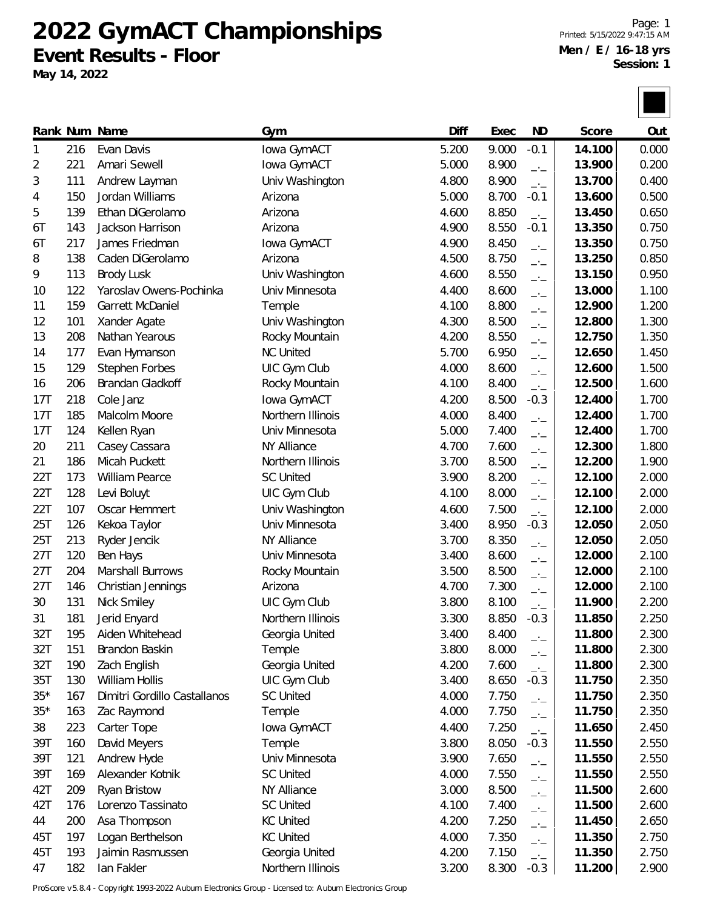# 2022 GymACT Championships

## Event Results - Floor

**May 14, 2022**

**Men / E / 16-18 yrs**
**Session: 1**

| Rank | Num | Name | Gym | Diff | Exec | ND | Score | Out |
|---|---|---|---|---|---|---|---|---|
| 1 | 216 | Evan Davis | Iowa GymACT | 5.200 | 9.000 | -0.1 | **14.100** | 0.000 |
| 2 | 221 | Amari Sewell | Iowa GymACT | 5.000 | 8.900 | _._ | **13.900** | 0.200 |
| 3 | 111 | Andrew Layman | Univ Washington | 4.800 | 8.900 | _._ | **13.700** | 0.400 |
| 4 | 150 | Jordan Williams | Arizona | 5.000 | 8.700 | -0.1 | **13.600** | 0.500 |
| 5 | 139 | Ethan DiGerolamo | Arizona | 4.600 | 8.850 | _._ | **13.450** | 0.650 |
| 6T | 143 | Jackson Harrison | Arizona | 4.900 | 8.550 | -0.1 | **13.350** | 0.750 |
| 6T | 217 | James Friedman | Iowa GymACT | 4.900 | 8.450 | _._ | **13.350** | 0.750 |
| 8 | 138 | Caden DiGerolamo | Arizona | 4.500 | 8.750 | _._ | **13.250** | 0.850 |
| 9 | 113 | Brody Lusk | Univ Washington | 4.600 | 8.550 | _._ | **13.150** | 0.950 |
| 10 | 122 | Yaroslav Owens-Pochinka | Univ Minnesota | 4.400 | 8.600 | _._ | **13.000** | 1.100 |
| 11 | 159 | Garrett McDaniel | Temple | 4.100 | 8.800 | _._ | **12.900** | 1.200 |
| 12 | 101 | Xander Agate | Univ Washington | 4.300 | 8.500 | _._ | **12.800** | 1.300 |
| 13 | 208 | Nathan Yearous | Rocky Mountain | 4.200 | 8.550 | _._ | **12.750** | 1.350 |
| 14 | 177 | Evan Hymanson | NC United | 5.700 | 6.950 | _._ | **12.650** | 1.450 |
| 15 | 129 | Stephen Forbes | UIC Gym Club | 4.000 | 8.600 | _._ | **12.600** | 1.500 |
| 16 | 206 | Brandan Gladkoff | Rocky Mountain | 4.100 | 8.400 | _._ | **12.500** | 1.600 |
| 17T | 218 | Cole Janz | Iowa GymACT | 4.200 | 8.500 | -0.3 | **12.400** | 1.700 |
| 17T | 185 | Malcolm Moore | Northern Illinois | 4.000 | 8.400 | _._ | **12.400** | 1.700 |
| 17T | 124 | Kellen Ryan | Univ Minnesota | 5.000 | 7.400 | _._ | **12.400** | 1.700 |
| 20 | 211 | Casey Cassara | NY Alliance | 4.700 | 7.600 | _._ | **12.300** | 1.800 |
| 21 | 186 | Micah Puckett | Northern Illinois | 3.700 | 8.500 | _._ | **12.200** | 1.900 |
| 22T | 173 | William Pearce | SC United | 3.900 | 8.200 | _._ | **12.100** | 2.000 |
| 22T | 128 | Levi Boluyt | UIC Gym Club | 4.100 | 8.000 | _._ | **12.100** | 2.000 |
| 22T | 107 | Oscar Hemmert | Univ Washington | 4.600 | 7.500 | _._ | **12.100** | 2.000 |
| 25T | 126 | Kekoa Taylor | Univ Minnesota | 3.400 | 8.950 | -0.3 | **12.050** | 2.050 |
| 25T | 213 | Ryder Jencik | NY Alliance | 3.700 | 8.350 | _._ | **12.050** | 2.050 |
| 27T | 120 | Ben Hays | Univ Minnesota | 3.400 | 8.600 | _._ | **12.000** | 2.100 |
| 27T | 204 | Marshall Burrows | Rocky Mountain | 3.500 | 8.500 | _._ | **12.000** | 2.100 |
| 27T | 146 | Christian Jennings | Arizona | 4.700 | 7.300 | _._ | **12.000** | 2.100 |
| 30 | 131 | Nick Smiley | UIC Gym Club | 3.800 | 8.100 | _._ | **11.900** | 2.200 |
| 31 | 181 | Jerid Enyard | Northern Illinois | 3.300 | 8.850 | -0.3 | **11.850** | 2.250 |
| 32T | 195 | Aiden Whitehead | Georgia United | 3.400 | 8.400 | _._ | **11.800** | 2.300 |
| 32T | 151 | Brandon Baskin | Temple | 3.800 | 8.000 | _._ | **11.800** | 2.300 |
| 32T | 190 | Zach English | Georgia United | 4.200 | 7.600 | _._ | **11.800** | 2.300 |
| 35T | 130 | William Hollis | UIC Gym Club | 3.400 | 8.650 | -0.3 | **11.750** | 2.350 |
| 35* | 167 | Dimitri Gordillo Castallanos | SC United | 4.000 | 7.750 | _._ | **11.750** | 2.350 |
| 35* | 163 | Zac Raymond | Temple | 4.000 | 7.750 | _._ | **11.750** | 2.350 |
| 38 | 223 | Carter Tope | Iowa GymACT | 4.400 | 7.250 | _._ | **11.650** | 2.450 |
| 39T | 160 | David Meyers | Temple | 3.800 | 8.050 | -0.3 | **11.550** | 2.550 |
| 39T | 121 | Andrew Hyde | Univ Minnesota | 3.900 | 7.650 | _._ | **11.550** | 2.550 |
| 39T | 169 | Alexander Kotnik | SC United | 4.000 | 7.550 | _._ | **11.550** | 2.550 |
| 42T | 209 | Ryan Bristow | NY Alliance | 3.000 | 8.500 | _._ | **11.500** | 2.600 |
| 42T | 176 | Lorenzo Tassinato | SC United | 4.100 | 7.400 | _._ | **11.500** | 2.600 |
| 44 | 200 | Asa Thompson | KC United | 4.200 | 7.250 | _._ | **11.450** | 2.650 |
| 45T | 197 | Logan Berthelson | KC United | 4.000 | 7.350 | _._ | **11.350** | 2.750 |
| 45T | 193 | Jaimin Rasmussen | Georgia United | 4.200 | 7.150 | _._ | **11.350** | 2.750 |
| 47 | 182 | Ian Fakler | Northern Illinois | 3.200 | 8.300 | -0.3 | **11.200** | 2.900 |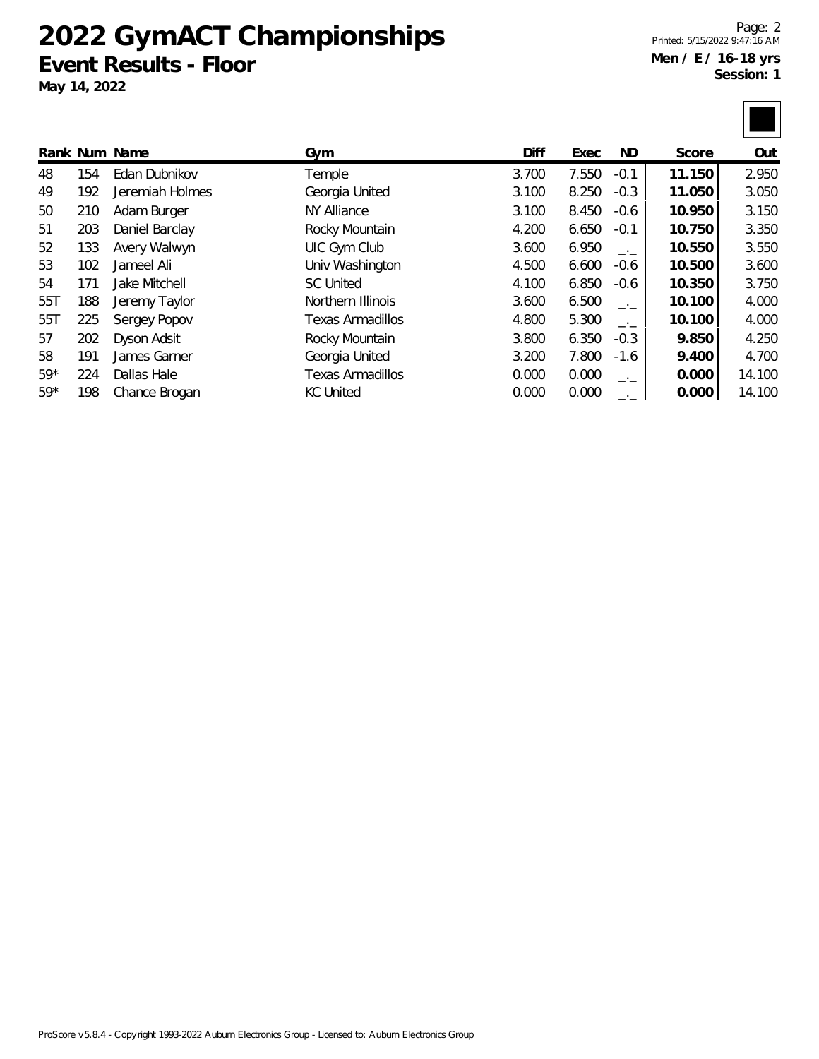# 2022 GymACT Championships

## Event Results - Floor

**May 14, 2022**

**Men / E / 16-18 yrs**
**Session: 1**

| Rank | Num | Name | Gym | Diff | Exec | ND | Score | Out |
|---|---|---|---|---|---|---|---|---|
| 48 | 154 | Edan Dubnikov | Temple | 3.700 | 7.550 | -0.1 | **11.150** | 2.950 |
| 49 | 192 | Jeremiah Holmes | Georgia United | 3.100 | 8.250 | -0.3 | **11.050** | 3.050 |
| 50 | 210 | Adam Burger | NY Alliance | 3.100 | 8.450 | -0.6 | **10.950** | 3.150 |
| 51 | 203 | Daniel Barclay | Rocky Mountain | 4.200 | 6.650 | -0.1 | **10.750** | 3.350 |
| 52 | 133 | Avery Walwyn | UIC Gym Club | 3.600 | 6.950 | _._ | **10.550** | 3.550 |
| 53 | 102 | Jameel Ali | Univ Washington | 4.500 | 6.600 | -0.6 | **10.500** | 3.600 |
| 54 | 171 | Jake Mitchell | SC United | 4.100 | 6.850 | -0.6 | **10.350** | 3.750 |
| 55T | 188 | Jeremy Taylor | Northern Illinois | 3.600 | 6.500 | _._ | **10.100** | 4.000 |
| 55T | 225 | Sergey Popov | Texas Armadillos | 4.800 | 5.300 | _._ | **10.100** | 4.000 |
| 57 | 202 | Dyson Adsit | Rocky Mountain | 3.800 | 6.350 | -0.3 | **9.850** | 4.250 |
| 58 | 191 | James Garner | Georgia United | 3.200 | 7.800 | -1.6 | **9.400** | 4.700 |
| 59* | 224 | Dallas Hale | Texas Armadillos | 0.000 | 0.000 | _._ | **0.000** | 14.100 |
| 59* | 198 | Chance Brogan | KC United | 0.000 | 0.000 | _._ | **0.000** | 14.100 |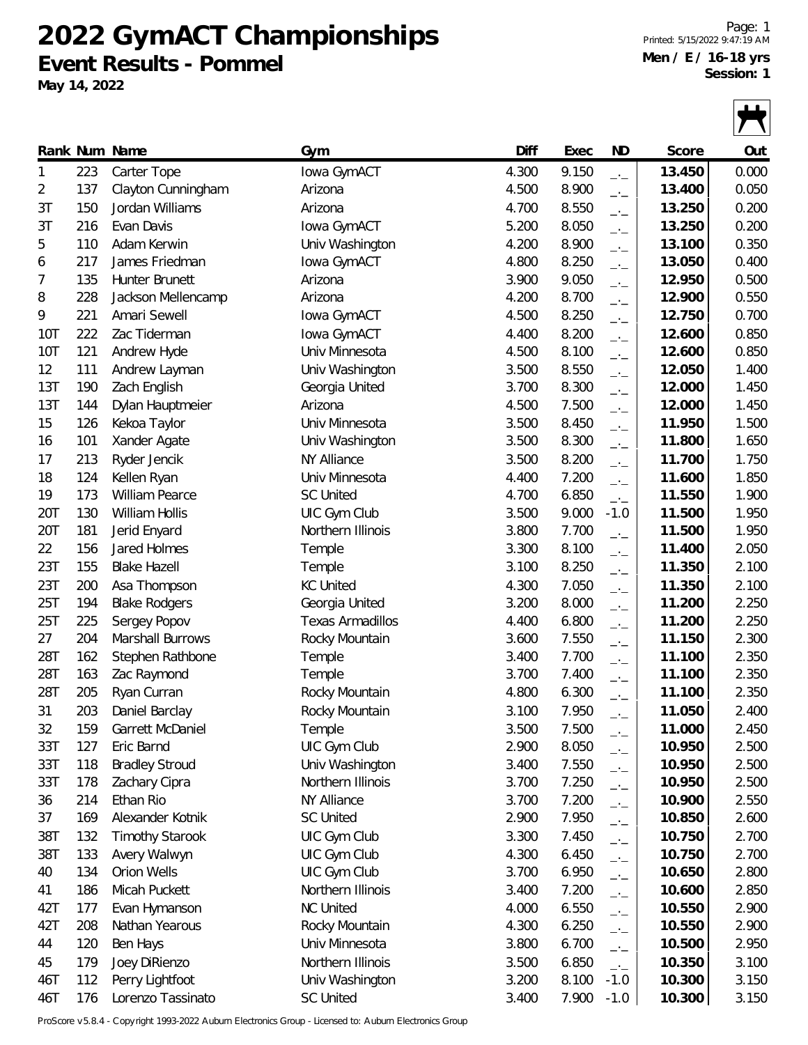# 2022 GymACT Championships

## Event Results - Pommel

**May 14, 2022**

Printed: 5/15/2022 9:47:19 AM

**Men / E / 16-18 yrs**
**Session: 1**

| Rank | Num | Name | Gym | Diff | Exec | ND | Score | Out |
|---|---|---|---|---|---|---|---|---|
| 1 | 223 | Carter Tope | Iowa GymACT | 4.300 | 9.150 | _._ | **13.450** | 0.000 |
| 2 | 137 | Clayton Cunningham | Arizona | 4.500 | 8.900 | _._ | **13.400** | 0.050 |
| 3T | 150 | Jordan Williams | Arizona | 4.700 | 8.550 | _._ | **13.250** | 0.200 |
| 3T | 216 | Evan Davis | Iowa GymACT | 5.200 | 8.050 | _._ | **13.250** | 0.200 |
| 5 | 110 | Adam Kerwin | Univ Washington | 4.200 | 8.900 | _._ | **13.100** | 0.350 |
| 6 | 217 | James Friedman | Iowa GymACT | 4.800 | 8.250 | _._ | **13.050** | 0.400 |
| 7 | 135 | Hunter Brunett | Arizona | 3.900 | 9.050 | _._ | **12.950** | 0.500 |
| 8 | 228 | Jackson Mellencamp | Arizona | 4.200 | 8.700 | _._ | **12.900** | 0.550 |
| 9 | 221 | Amari Sewell | Iowa GymACT | 4.500 | 8.250 | _._ | **12.750** | 0.700 |
| 10T | 222 | Zac Tiderman | Iowa GymACT | 4.400 | 8.200 | _._ | **12.600** | 0.850 |
| 10T | 121 | Andrew Hyde | Univ Minnesota | 4.500 | 8.100 | _._ | **12.600** | 0.850 |
| 12 | 111 | Andrew Layman | Univ Washington | 3.500 | 8.550 | _._ | **12.050** | 1.400 |
| 13T | 190 | Zach English | Georgia United | 3.700 | 8.300 | _._ | **12.000** | 1.450 |
| 13T | 144 | Dylan Hauptmeier | Arizona | 4.500 | 7.500 | _._ | **12.000** | 1.450 |
| 15 | 126 | Kekoa Taylor | Univ Minnesota | 3.500 | 8.450 | _._ | **11.950** | 1.500 |
| 16 | 101 | Xander Agate | Univ Washington | 3.500 | 8.300 | _._ | **11.800** | 1.650 |
| 17 | 213 | Ryder Jencik | NY Alliance | 3.500 | 8.200 | _._ | **11.700** | 1.750 |
| 18 | 124 | Kellen Ryan | Univ Minnesota | 4.400 | 7.200 | _._ | **11.600** | 1.850 |
| 19 | 173 | William Pearce | SC United | 4.700 | 6.850 | _._ | **11.550** | 1.900 |
| 20T | 130 | William Hollis | UIC Gym Club | 3.500 | 9.000 | -1.0 | **11.500** | 1.950 |
| 20T | 181 | Jerid Enyard | Northern Illinois | 3.800 | 7.700 | _._ | **11.500** | 1.950 |
| 22 | 156 | Jared Holmes | Temple | 3.300 | 8.100 | _._ | **11.400** | 2.050 |
| 23T | 155 | Blake Hazell | Temple | 3.100 | 8.250 | _._ | **11.350** | 2.100 |
| 23T | 200 | Asa Thompson | KC United | 4.300 | 7.050 | _._ | **11.350** | 2.100 |
| 25T | 194 | Blake Rodgers | Georgia United | 3.200 | 8.000 | _._ | **11.200** | 2.250 |
| 25T | 225 | Sergey Popov | Texas Armadillos | 4.400 | 6.800 | _._ | **11.200** | 2.250 |
| 27 | 204 | Marshall Burrows | Rocky Mountain | 3.600 | 7.550 | _._ | **11.150** | 2.300 |
| 28T | 162 | Stephen Rathbone | Temple | 3.400 | 7.700 | _._ | **11.100** | 2.350 |
| 28T | 163 | Zac Raymond | Temple | 3.700 | 7.400 | _._ | **11.100** | 2.350 |
| 28T | 205 | Ryan Curran | Rocky Mountain | 4.800 | 6.300 | _._ | **11.100** | 2.350 |
| 31 | 203 | Daniel Barclay | Rocky Mountain | 3.100 | 7.950 | _._ | **11.050** | 2.400 |
| 32 | 159 | Garrett McDaniel | Temple | 3.500 | 7.500 | _._ | **11.000** | 2.450 |
| 33T | 127 | Eric Barnd | UIC Gym Club | 2.900 | 8.050 | _._ | **10.950** | 2.500 |
| 33T | 118 | Bradley Stroud | Univ Washington | 3.400 | 7.550 | _._ | **10.950** | 2.500 |
| 33T | 178 | Zachary Cipra | Northern Illinois | 3.700 | 7.250 | _._ | **10.950** | 2.500 |
| 36 | 214 | Ethan Rio | NY Alliance | 3.700 | 7.200 | _._ | **10.900** | 2.550 |
| 37 | 169 | Alexander Kotnik | SC United | 2.900 | 7.950 | _._ | **10.850** | 2.600 |
| 38T | 132 | Timothy Starook | UIC Gym Club | 3.300 | 7.450 | _._ | **10.750** | 2.700 |
| 38T | 133 | Avery Walwyn | UIC Gym Club | 4.300 | 6.450 | _._ | **10.750** | 2.700 |
| 40 | 134 | Orion Wells | UIC Gym Club | 3.700 | 6.950 | _._ | **10.650** | 2.800 |
| 41 | 186 | Micah Puckett | Northern Illinois | 3.400 | 7.200 | _._ | **10.600** | 2.850 |
| 42T | 177 | Evan Hymanson | NC United | 4.000 | 6.550 | _._ | **10.550** | 2.900 |
| 42T | 208 | Nathan Yearous | Rocky Mountain | 4.300 | 6.250 | _._ | **10.550** | 2.900 |
| 44 | 120 | Ben Hays | Univ Minnesota | 3.800 | 6.700 | _._ | **10.500** | 2.950 |
| 45 | 179 | Joey DiRienzo | Northern Illinois | 3.500 | 6.850 | _._ | **10.350** | 3.100 |
| 46T | 112 | Perry Lightfoot | Univ Washington | 3.200 | 8.100 | -1.0 | **10.300** | 3.150 |
| 46T | 176 | Lorenzo Tassinato | SC United | 3.400 | 7.900 | -1.0 | **10.300** | 3.150 |

ProScore v5.8.4 - Copyright 1993-2022 Auburn Electronics Group - Licensed to: Auburn Electronics Group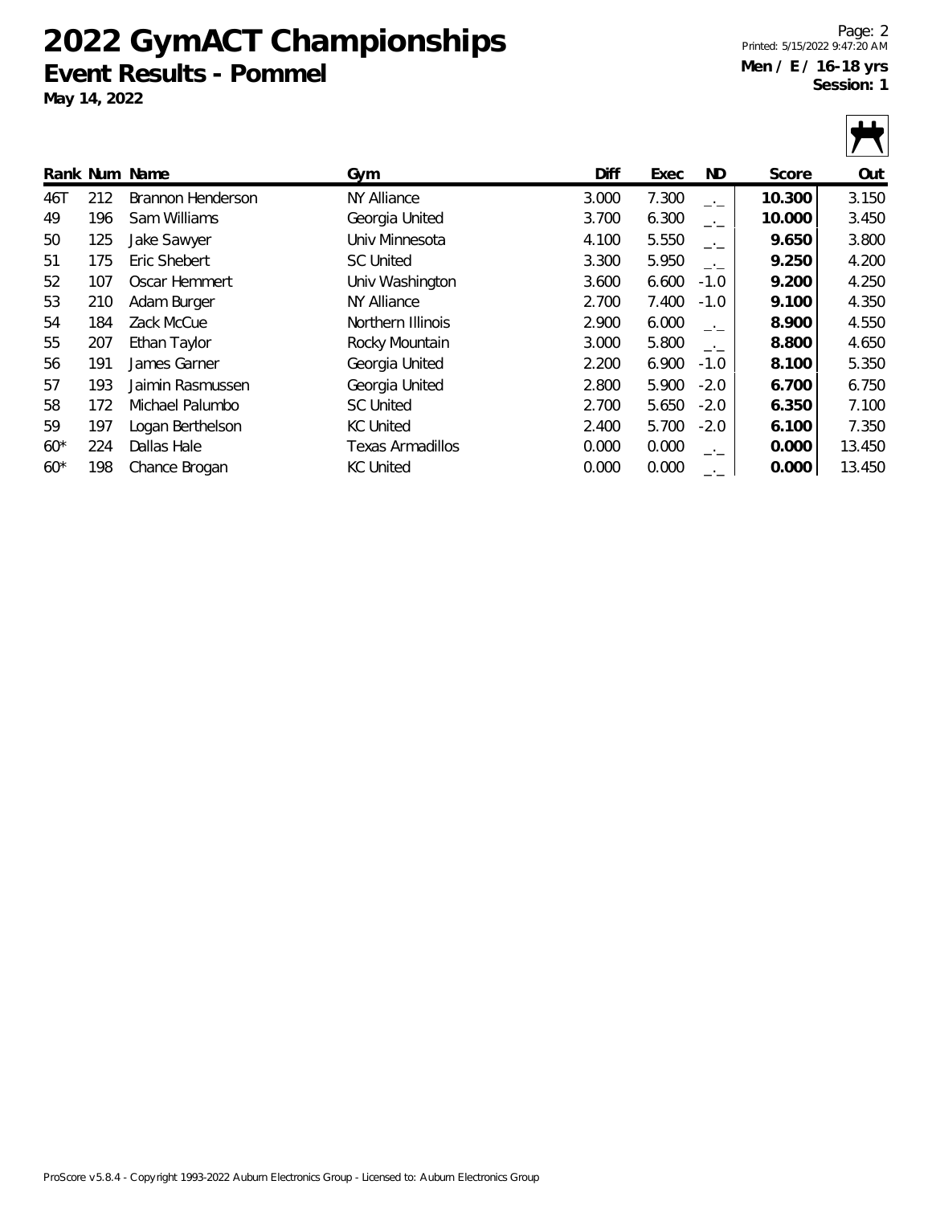# 2022 GymACT Championships

## Event Results - Pommel

**May 14, 2022**

Printed: 5/15/2022 9:47:20 AM

**Men / E / 16-18 yrs**
**Session: 1**

| Rank | Num | Name | Gym | Diff | Exec | ND | Score | Out |
|---|---|---|---|---|---|---|---|---|
| 46T | 212 | Brannon Henderson | NY Alliance | 3.000 | 7.300 | _._ | **10.300** | 3.150 |
| 49 | 196 | Sam Williams | Georgia United | 3.700 | 6.300 | _._ | **10.000** | 3.450 |
| 50 | 125 | Jake Sawyer | Univ Minnesota | 4.100 | 5.550 | _._ | **9.650** | 3.800 |
| 51 | 175 | Eric Shebert | SC United | 3.300 | 5.950 | _._ | **9.250** | 4.200 |
| 52 | 107 | Oscar Hemmert | Univ Washington | 3.600 | 6.600 | -1.0 | **9.200** | 4.250 |
| 53 | 210 | Adam Burger | NY Alliance | 2.700 | 7.400 | -1.0 | **9.100** | 4.350 |
| 54 | 184 | Zack McCue | Northern Illinois | 2.900 | 6.000 | _._ | **8.900** | 4.550 |
| 55 | 207 | Ethan Taylor | Rocky Mountain | 3.000 | 5.800 | _._ | **8.800** | 4.650 |
| 56 | 191 | James Garner | Georgia United | 2.200 | 6.900 | -1.0 | **8.100** | 5.350 |
| 57 | 193 | Jaimin Rasmussen | Georgia United | 2.800 | 5.900 | -2.0 | **6.700** | 6.750 |
| 58 | 172 | Michael Palumbo | SC United | 2.700 | 5.650 | -2.0 | **6.350** | 7.100 |
| 59 | 197 | Logan Berthelson | KC United | 2.400 | 5.700 | -2.0 | **6.100** | 7.350 |
| 60* | 224 | Dallas Hale | Texas Armadillos | 0.000 | 0.000 | _._ | **0.000** | 13.450 |
| 60* | 198 | Chance Brogan | KC United | 0.000 | 0.000 | _._ | **0.000** | 13.450 |

ProScore v5.8.4 - Copyright 1993-2022 Auburn Electronics Group - Licensed to: Auburn Electronics Group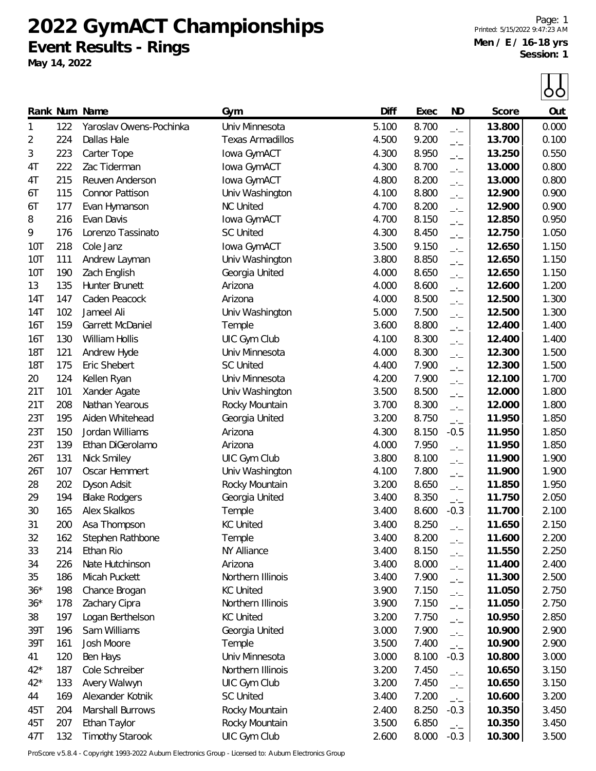# 2022 GymACT Championships

**Event Results - Rings**

**May 14, 2022**

Printed: 5/15/2022 9:47:23 AM

**Men / E / 16-18 yrs**
**Session: 1**

| Rank | Num | Name | Gym | Diff | Exec | ND | Score | Out |
|---|---|---|---|---|---|---|---|---|
| 1 | 122 | Yaroslav Owens-Pochinka | Univ Minnesota | 5.100 | 8.700 | _._ | **13.800** | 0.000 |
| 2 | 224 | Dallas Hale | Texas Armadillos | 4.500 | 9.200 | _._ | **13.700** | 0.100 |
| 3 | 223 | Carter Tope | Iowa GymACT | 4.300 | 8.950 | _._ | **13.250** | 0.550 |
| 4T | 222 | Zac Tiderman | Iowa GymACT | 4.300 | 8.700 | _._ | **13.000** | 0.800 |
| 4T | 215 | Reuven Anderson | Iowa GymACT | 4.800 | 8.200 | _._ | **13.000** | 0.800 |
| 6T | 115 | Connor Pattison | Univ Washington | 4.100 | 8.800 | _._ | **12.900** | 0.900 |
| 6T | 177 | Evan Hymanson | NC United | 4.700 | 8.200 | _._ | **12.900** | 0.900 |
| 8 | 216 | Evan Davis | Iowa GymACT | 4.700 | 8.150 | _._ | **12.850** | 0.950 |
| 9 | 176 | Lorenzo Tassinato | SC United | 4.300 | 8.450 | _._ | **12.750** | 1.050 |
| 10T | 218 | Cole Janz | Iowa GymACT | 3.500 | 9.150 | _._ | **12.650** | 1.150 |
| 10T | 111 | Andrew Layman | Univ Washington | 3.800 | 8.850 | _._ | **12.650** | 1.150 |
| 10T | 190 | Zach English | Georgia United | 4.000 | 8.650 | _._ | **12.650** | 1.150 |
| 13 | 135 | Hunter Brunett | Arizona | 4.000 | 8.600 | _._ | **12.600** | 1.200 |
| 14T | 147 | Caden Peacock | Arizona | 4.000 | 8.500 | _._ | **12.500** | 1.300 |
| 14T | 102 | Jameel Ali | Univ Washington | 5.000 | 7.500 | _._ | **12.500** | 1.300 |
| 16T | 159 | Garrett McDaniel | Temple | 3.600 | 8.800 | _._ | **12.400** | 1.400 |
| 16T | 130 | William Hollis | UIC Gym Club | 4.100 | 8.300 | _._ | **12.400** | 1.400 |
| 18T | 121 | Andrew Hyde | Univ Minnesota | 4.000 | 8.300 | _._ | **12.300** | 1.500 |
| 18T | 175 | Eric Shebert | SC United | 4.400 | 7.900 | _._ | **12.300** | 1.500 |
| 20 | 124 | Kellen Ryan | Univ Minnesota | 4.200 | 7.900 | _._ | **12.100** | 1.700 |
| 21T | 101 | Xander Agate | Univ Washington | 3.500 | 8.500 | _._ | **12.000** | 1.800 |
| 21T | 208 | Nathan Yearous | Rocky Mountain | 3.700 | 8.300 | _._ | **12.000** | 1.800 |
| 23T | 195 | Aiden Whitehead | Georgia United | 3.200 | 8.750 | _._ | **11.950** | 1.850 |
| 23T | 150 | Jordan Williams | Arizona | 4.300 | 8.150 | -0.5 | **11.950** | 1.850 |
| 23T | 139 | Ethan DiGerolamo | Arizona | 4.000 | 7.950 | _._ | **11.950** | 1.850 |
| 26T | 131 | Nick Smiley | UIC Gym Club | 3.800 | 8.100 | _._ | **11.900** | 1.900 |
| 26T | 107 | Oscar Hemmert | Univ Washington | 4.100 | 7.800 | _._ | **11.900** | 1.900 |
| 28 | 202 | Dyson Adsit | Rocky Mountain | 3.200 | 8.650 | _._ | **11.850** | 1.950 |
| 29 | 194 | Blake Rodgers | Georgia United | 3.400 | 8.350 | _._ | **11.750** | 2.050 |
| 30 | 165 | Alex Skalkos | Temple | 3.400 | 8.600 | -0.3 | **11.700** | 2.100 |
| 31 | 200 | Asa Thompson | KC United | 3.400 | 8.250 | _._ | **11.650** | 2.150 |
| 32 | 162 | Stephen Rathbone | Temple | 3.400 | 8.200 | _._ | **11.600** | 2.200 |
| 33 | 214 | Ethan Rio | NY Alliance | 3.400 | 8.150 | _._ | **11.550** | 2.250 |
| 34 | 226 | Nate Hutchinson | Arizona | 3.400 | 8.000 | _._ | **11.400** | 2.400 |
| 35 | 186 | Micah Puckett | Northern Illinois | 3.400 | 7.900 | _._ | **11.300** | 2.500 |
| 36* | 198 | Chance Brogan | KC United | 3.900 | 7.150 | _._ | **11.050** | 2.750 |
| 36* | 178 | Zachary Cipra | Northern Illinois | 3.900 | 7.150 | _._ | **11.050** | 2.750 |
| 38 | 197 | Logan Berthelson | KC United | 3.200 | 7.750 | _._ | **10.950** | 2.850 |
| 39T | 196 | Sam Williams | Georgia United | 3.000 | 7.900 | _._ | **10.900** | 2.900 |
| 39T | 161 | Josh Moore | Temple | 3.500 | 7.400 | _._ | **10.900** | 2.900 |
| 41 | 120 | Ben Hays | Univ Minnesota | 3.000 | 8.100 | -0.3 | **10.800** | 3.000 |
| 42* | 187 | Cole Schreiber | Northern Illinois | 3.200 | 7.450 | _._ | **10.650** | 3.150 |
| 42* | 133 | Avery Walwyn | UIC Gym Club | 3.200 | 7.450 | _._ | **10.650** | 3.150 |
| 44 | 169 | Alexander Kotnik | SC United | 3.400 | 7.200 | _._ | **10.600** | 3.200 |
| 45T | 204 | Marshall Burrows | Rocky Mountain | 2.400 | 8.250 | -0.3 | **10.350** | 3.450 |
| 45T | 207 | Ethan Taylor | Rocky Mountain | 3.500 | 6.850 | _._ | **10.350** | 3.450 |
| 47T | 132 | Timothy Starook | UIC Gym Club | 2.600 | 8.000 | -0.3 | **10.300** | 3.500 |

ProScore v5.8.4 - Copyright 1993-2022 Auburn Electronics Group - Licensed to: Auburn Electronics Group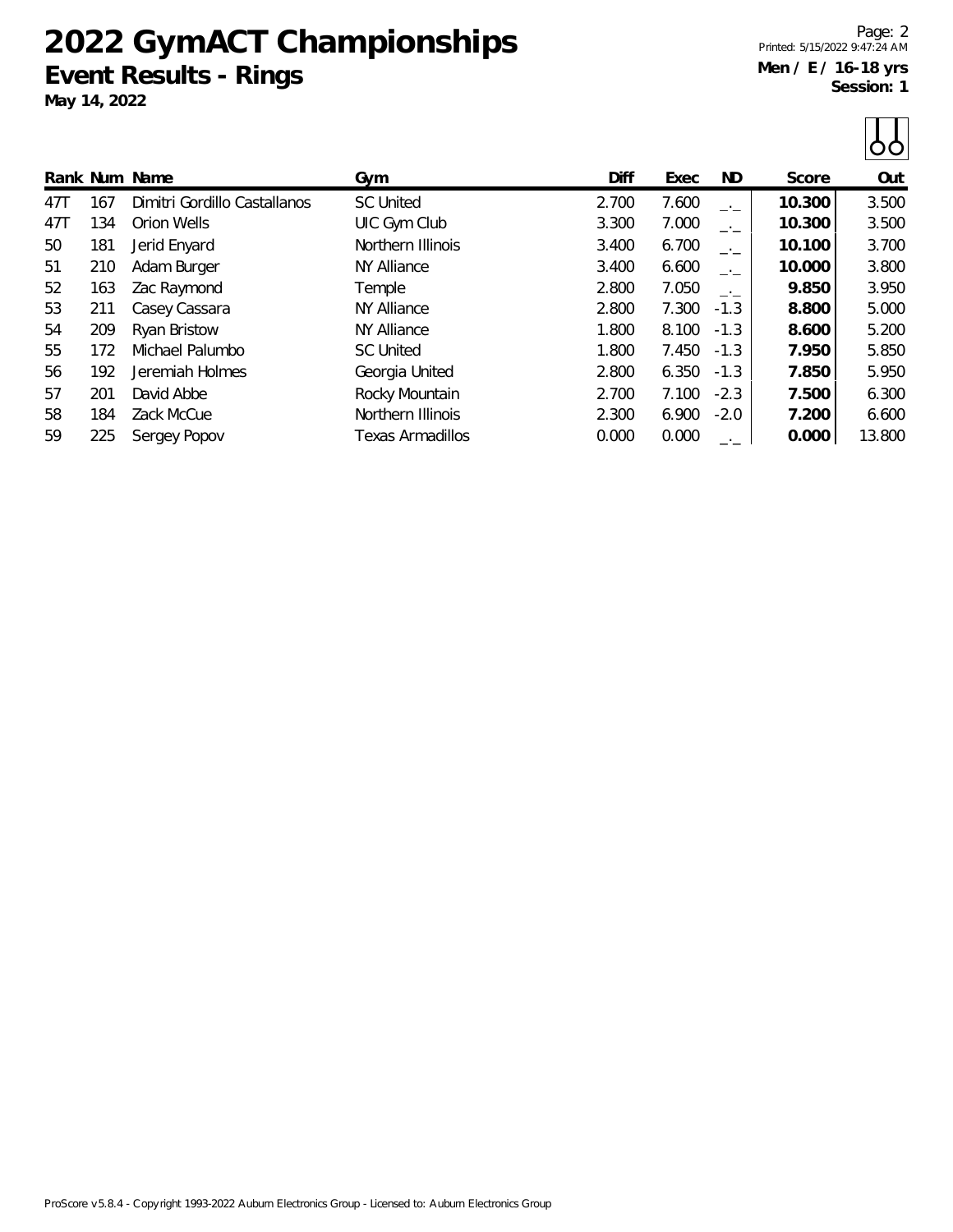# 2022 GymACT Championships

## Event Results - Rings

**May 14, 2022**

Printed: 5/15/2022 9:47:24 AM

**Men / E / 16-18 yrs**
**Session: 1**

| Rank | Num | Name | Gym | Diff | Exec | ND | Score | Out |
|---|---|---|---|---|---|---|---|---|
| 47T | 167 | Dimitri Gordillo Castallanos | SC United | 2.700 | 7.600 | _._ | **10.300** | 3.500 |
| 47T | 134 | Orion Wells | UIC Gym Club | 3.300 | 7.000 | _._ | **10.300** | 3.500 |
| 50 | 181 | Jerid Enyard | Northern Illinois | 3.400 | 6.700 | _._ | **10.100** | 3.700 |
| 51 | 210 | Adam Burger | NY Alliance | 3.400 | 6.600 | _._ | **10.000** | 3.800 |
| 52 | 163 | Zac Raymond | Temple | 2.800 | 7.050 | _._ | **9.850** | 3.950 |
| 53 | 211 | Casey Cassara | NY Alliance | 2.800 | 7.300 | -1.3 | **8.800** | 5.000 |
| 54 | 209 | Ryan Bristow | NY Alliance | 1.800 | 8.100 | -1.3 | **8.600** | 5.200 |
| 55 | 172 | Michael Palumbo | SC United | 1.800 | 7.450 | -1.3 | **7.950** | 5.850 |
| 56 | 192 | Jeremiah Holmes | Georgia United | 2.800 | 6.350 | -1.3 | **7.850** | 5.950 |
| 57 | 201 | David Abbe | Rocky Mountain | 2.700 | 7.100 | -2.3 | **7.500** | 6.300 |
| 58 | 184 | Zack McCue | Northern Illinois | 2.300 | 6.900 | -2.0 | **7.200** | 6.600 |
| 59 | 225 | Sergey Popov | Texas Armadillos | 0.000 | 0.000 | _._ | **0.000** | 13.800 |

ProScore v5.8.4 - Copyright 1993-2022 Auburn Electronics Group - Licensed to: Auburn Electronics Group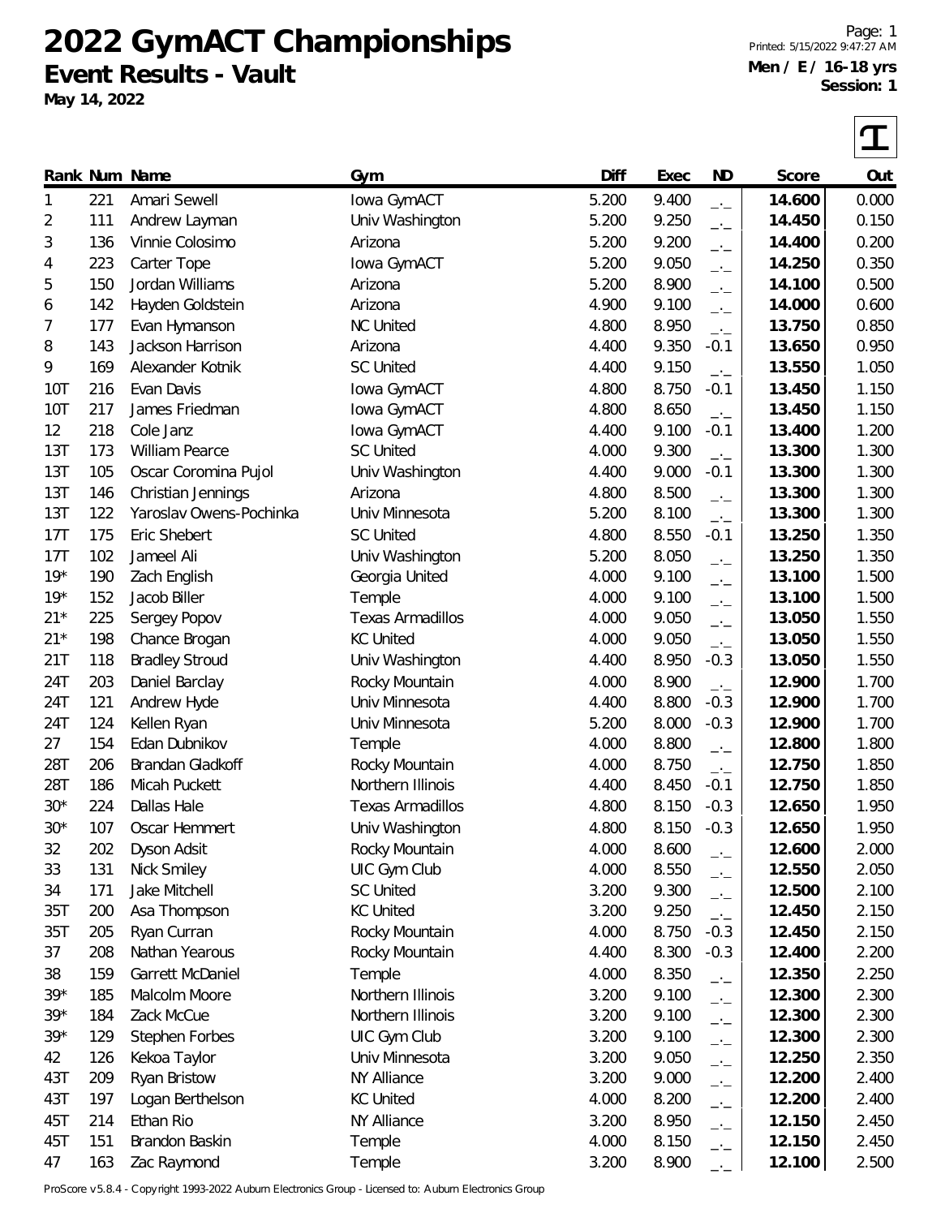# 2022 GymACT Championships

## Event Results - Vault

**May 14, 2022**

Printed: 5/15/2022 9:47:27 AM

**Men / E / 16-18 yrs**
**Session: 1**

| Rank | Num | Name | Gym | Diff | Exec | ND | Score | Out |
|---|---|---|---|---|---|---|---|---|
| 1 | 221 | Amari Sewell | Iowa GymACT | 5.200 | 9.400 | _._ | **14.600** | 0.000 |
| 2 | 111 | Andrew Layman | Univ Washington | 5.200 | 9.250 | _._ | **14.450** | 0.150 |
| 3 | 136 | Vinnie Colosimo | Arizona | 5.200 | 9.200 | _._ | **14.400** | 0.200 |
| 4 | 223 | Carter Tope | Iowa GymACT | 5.200 | 9.050 | _._ | **14.250** | 0.350 |
| 5 | 150 | Jordan Williams | Arizona | 5.200 | 8.900 | _._ | **14.100** | 0.500 |
| 6 | 142 | Hayden Goldstein | Arizona | 4.900 | 9.100 | _._ | **14.000** | 0.600 |
| 7 | 177 | Evan Hymanson | NC United | 4.800 | 8.950 | _._ | **13.750** | 0.850 |
| 8 | 143 | Jackson Harrison | Arizona | 4.400 | 9.350 | -0.1 | **13.650** | 0.950 |
| 9 | 169 | Alexander Kotnik | SC United | 4.400 | 9.150 | _._ | **13.550** | 1.050 |
| 10T | 216 | Evan Davis | Iowa GymACT | 4.800 | 8.750 | -0.1 | **13.450** | 1.150 |
| 10T | 217 | James Friedman | Iowa GymACT | 4.800 | 8.650 | _._ | **13.450** | 1.150 |
| 12 | 218 | Cole Janz | Iowa GymACT | 4.400 | 9.100 | -0.1 | **13.400** | 1.200 |
| 13T | 173 | William Pearce | SC United | 4.000 | 9.300 | _._ | **13.300** | 1.300 |
| 13T | 105 | Oscar Coromina Pujol | Univ Washington | 4.400 | 9.000 | -0.1 | **13.300** | 1.300 |
| 13T | 146 | Christian Jennings | Arizona | 4.800 | 8.500 | _._ | **13.300** | 1.300 |
| 13T | 122 | Yaroslav Owens-Pochinka | Univ Minnesota | 5.200 | 8.100 | _._ | **13.300** | 1.300 |
| 17T | 175 | Eric Shebert | SC United | 4.800 | 8.550 | -0.1 | **13.250** | 1.350 |
| 17T | 102 | Jameel Ali | Univ Washington | 5.200 | 8.050 | _._ | **13.250** | 1.350 |
| 19* | 190 | Zach English | Georgia United | 4.000 | 9.100 | _._ | **13.100** | 1.500 |
| 19* | 152 | Jacob Biller | Temple | 4.000 | 9.100 | _._ | **13.100** | 1.500 |
| 21* | 225 | Sergey Popov | Texas Armadillos | 4.000 | 9.050 | _._ | **13.050** | 1.550 |
| 21* | 198 | Chance Brogan | KC United | 4.000 | 9.050 | _._ | **13.050** | 1.550 |
| 21T | 118 | Bradley Stroud | Univ Washington | 4.400 | 8.950 | -0.3 | **13.050** | 1.550 |
| 24T | 203 | Daniel Barclay | Rocky Mountain | 4.000 | 8.900 | _._ | **12.900** | 1.700 |
| 24T | 121 | Andrew Hyde | Univ Minnesota | 4.400 | 8.800 | -0.3 | **12.900** | 1.700 |
| 24T | 124 | Kellen Ryan | Univ Minnesota | 5.200 | 8.000 | -0.3 | **12.900** | 1.700 |
| 27 | 154 | Edan Dubnikov | Temple | 4.000 | 8.800 | _._ | **12.800** | 1.800 |
| 28T | 206 | Brandan Gladkoff | Rocky Mountain | 4.000 | 8.750 | _._ | **12.750** | 1.850 |
| 28T | 186 | Micah Puckett | Northern Illinois | 4.400 | 8.450 | -0.1 | **12.750** | 1.850 |
| 30* | 224 | Dallas Hale | Texas Armadillos | 4.800 | 8.150 | -0.3 | **12.650** | 1.950 |
| 30* | 107 | Oscar Hemmert | Univ Washington | 4.800 | 8.150 | -0.3 | **12.650** | 1.950 |
| 32 | 202 | Dyson Adsit | Rocky Mountain | 4.000 | 8.600 | _._ | **12.600** | 2.000 |
| 33 | 131 | Nick Smiley | UIC Gym Club | 4.000 | 8.550 | _._ | **12.550** | 2.050 |
| 34 | 171 | Jake Mitchell | SC United | 3.200 | 9.300 | _._ | **12.500** | 2.100 |
| 35T | 200 | Asa Thompson | KC United | 3.200 | 9.250 | _._ | **12.450** | 2.150 |
| 35T | 205 | Ryan Curran | Rocky Mountain | 4.000 | 8.750 | -0.3 | **12.450** | 2.150 |
| 37 | 208 | Nathan Yearous | Rocky Mountain | 4.400 | 8.300 | -0.3 | **12.400** | 2.200 |
| 38 | 159 | Garrett McDaniel | Temple | 4.000 | 8.350 | _._ | **12.350** | 2.250 |
| 39* | 185 | Malcolm Moore | Northern Illinois | 3.200 | 9.100 | _._ | **12.300** | 2.300 |
| 39* | 184 | Zack McCue | Northern Illinois | 3.200 | 9.100 | _._ | **12.300** | 2.300 |
| 39* | 129 | Stephen Forbes | UIC Gym Club | 3.200 | 9.100 | _._ | **12.300** | 2.300 |
| 42 | 126 | Kekoa Taylor | Univ Minnesota | 3.200 | 9.050 | _._ | **12.250** | 2.350 |
| 43T | 209 | Ryan Bristow | NY Alliance | 3.200 | 9.000 | _._ | **12.200** | 2.400 |
| 43T | 197 | Logan Berthelson | KC United | 4.000 | 8.200 | _._ | **12.200** | 2.400 |
| 45T | 214 | Ethan Rio | NY Alliance | 3.200 | 8.950 | _._ | **12.150** | 2.450 |
| 45T | 151 | Brandon Baskin | Temple | 4.000 | 8.150 | _._ | **12.150** | 2.450 |
| 47 | 163 | Zac Raymond | Temple | 3.200 | 8.900 | _._ | **12.100** | 2.500 |

ProScore v5.8.4 - Copyright 1993-2022 Auburn Electronics Group - Licensed to: Auburn Electronics Group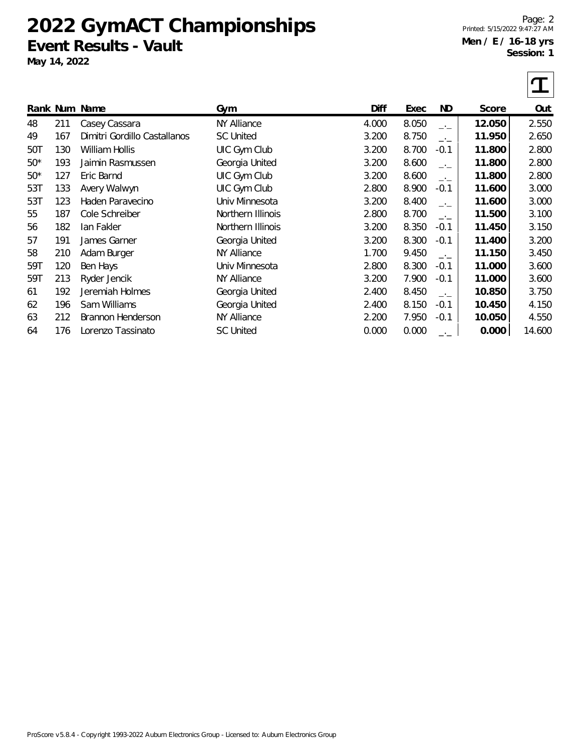# 2022 GymACT Championships

**Event Results - Vault**

**May 14, 2022**

Printed: 5/15/2022 9:47:27 AM

**Men / E / 16-18 yrs**
**Session: 1**

| Rank | Num | Name | Gym | Diff | Exec | ND | Score | Out |
|---|---|---|---|---|---|---|---|---|
| 48 | 211 | Casey Cassara | NY Alliance | 4.000 | 8.050 | _._ | **12.050** | 2.550 |
| 49 | 167 | Dimitri Gordillo Castallanos | SC United | 3.200 | 8.750 | _._ | **11.950** | 2.650 |
| 50T | 130 | William Hollis | UIC Gym Club | 3.200 | 8.700 | -0.1 | **11.800** | 2.800 |
| 50* | 193 | Jaimin Rasmussen | Georgia United | 3.200 | 8.600 | _._ | **11.800** | 2.800 |
| 50* | 127 | Eric Barnd | UIC Gym Club | 3.200 | 8.600 | _._ | **11.800** | 2.800 |
| 53T | 133 | Avery Walwyn | UIC Gym Club | 2.800 | 8.900 | -0.1 | **11.600** | 3.000 |
| 53T | 123 | Haden Paravecino | Univ Minnesota | 3.200 | 8.400 | _._ | **11.600** | 3.000 |
| 55 | 187 | Cole Schreiber | Northern Illinois | 2.800 | 8.700 | _._ | **11.500** | 3.100 |
| 56 | 182 | Ian Fakler | Northern Illinois | 3.200 | 8.350 | -0.1 | **11.450** | 3.150 |
| 57 | 191 | James Garner | Georgia United | 3.200 | 8.300 | -0.1 | **11.400** | 3.200 |
| 58 | 210 | Adam Burger | NY Alliance | 1.700 | 9.450 | _._ | **11.150** | 3.450 |
| 59T | 120 | Ben Hays | Univ Minnesota | 2.800 | 8.300 | -0.1 | **11.000** | 3.600 |
| 59T | 213 | Ryder Jencik | NY Alliance | 3.200 | 7.900 | -0.1 | **11.000** | 3.600 |
| 61 | 192 | Jeremiah Holmes | Georgia United | 2.400 | 8.450 | _._ | **10.850** | 3.750 |
| 62 | 196 | Sam Williams | Georgia United | 2.400 | 8.150 | -0.1 | **10.450** | 4.150 |
| 63 | 212 | Brannon Henderson | NY Alliance | 2.200 | 7.950 | -0.1 | **10.050** | 4.550 |
| 64 | 176 | Lorenzo Tassinato | SC United | 0.000 | 0.000 | _._ | **0.000** | 14.600 |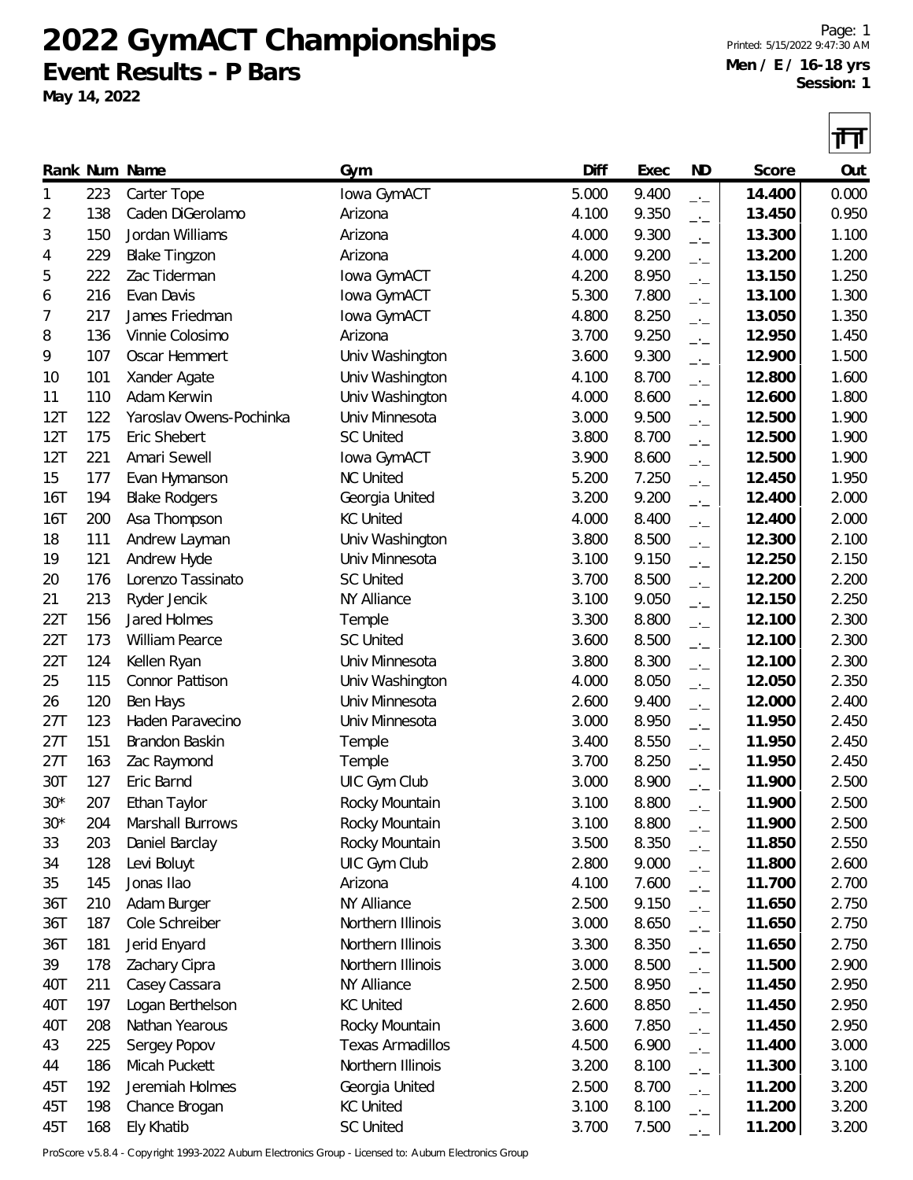# 2022 GymACT Championships

**Event Results - P Bars**

**May 14, 2022**

Printed: 5/15/2022 9:47:30 AM

**Men / E / 16-18 yrs**
**Session: 1**

| Rank | Num | Name | Gym | Diff | Exec | ND | Score | Out |
|---|---|---|---|---|---|---|---|---|
| 1 | 223 | Carter Tope | Iowa GymACT | 5.000 | 9.400 | _._ | **14.400** | 0.000 |
| 2 | 138 | Caden DiGerolamo | Arizona | 4.100 | 9.350 | _._ | **13.450** | 0.950 |
| 3 | 150 | Jordan Williams | Arizona | 4.000 | 9.300 | _._ | **13.300** | 1.100 |
| 4 | 229 | Blake Tingzon | Arizona | 4.000 | 9.200 | _._ | **13.200** | 1.200 |
| 5 | 222 | Zac Tiderman | Iowa GymACT | 4.200 | 8.950 | _._ | **13.150** | 1.250 |
| 6 | 216 | Evan Davis | Iowa GymACT | 5.300 | 7.800 | _._ | **13.100** | 1.300 |
| 7 | 217 | James Friedman | Iowa GymACT | 4.800 | 8.250 | _._ | **13.050** | 1.350 |
| 8 | 136 | Vinnie Colosimo | Arizona | 3.700 | 9.250 | _._ | **12.950** | 1.450 |
| 9 | 107 | Oscar Hemmert | Univ Washington | 3.600 | 9.300 | _._ | **12.900** | 1.500 |
| 10 | 101 | Xander Agate | Univ Washington | 4.100 | 8.700 | _._ | **12.800** | 1.600 |
| 11 | 110 | Adam Kerwin | Univ Washington | 4.000 | 8.600 | _._ | **12.600** | 1.800 |
| 12T | 122 | Yaroslav Owens-Pochinka | Univ Minnesota | 3.000 | 9.500 | _._ | **12.500** | 1.900 |
| 12T | 175 | Eric Shebert | SC United | 3.800 | 8.700 | _._ | **12.500** | 1.900 |
| 12T | 221 | Amari Sewell | Iowa GymACT | 3.900 | 8.600 | _._ | **12.500** | 1.900 |
| 15 | 177 | Evan Hymanson | NC United | 5.200 | 7.250 | _._ | **12.450** | 1.950 |
| 16T | 194 | Blake Rodgers | Georgia United | 3.200 | 9.200 | _._ | **12.400** | 2.000 |
| 16T | 200 | Asa Thompson | KC United | 4.000 | 8.400 | _._ | **12.400** | 2.000 |
| 18 | 111 | Andrew Layman | Univ Washington | 3.800 | 8.500 | _._ | **12.300** | 2.100 |
| 19 | 121 | Andrew Hyde | Univ Minnesota | 3.100 | 9.150 | _._ | **12.250** | 2.150 |
| 20 | 176 | Lorenzo Tassinato | SC United | 3.700 | 8.500 | _._ | **12.200** | 2.200 |
| 21 | 213 | Ryder Jencik | NY Alliance | 3.100 | 9.050 | _._ | **12.150** | 2.250 |
| 22T | 156 | Jared Holmes | Temple | 3.300 | 8.800 | _._ | **12.100** | 2.300 |
| 22T | 173 | William Pearce | SC United | 3.600 | 8.500 | _._ | **12.100** | 2.300 |
| 22T | 124 | Kellen Ryan | Univ Minnesota | 3.800 | 8.300 | _._ | **12.100** | 2.300 |
| 25 | 115 | Connor Pattison | Univ Washington | 4.000 | 8.050 | _._ | **12.050** | 2.350 |
| 26 | 120 | Ben Hays | Univ Minnesota | 2.600 | 9.400 | _._ | **12.000** | 2.400 |
| 27T | 123 | Haden Paravecino | Univ Minnesota | 3.000 | 8.950 | _._ | **11.950** | 2.450 |
| 27T | 151 | Brandon Baskin | Temple | 3.400 | 8.550 | _._ | **11.950** | 2.450 |
| 27T | 163 | Zac Raymond | Temple | 3.700 | 8.250 | _._ | **11.950** | 2.450 |
| 30T | 127 | Eric Barnd | UIC Gym Club | 3.000 | 8.900 | _._ | **11.900** | 2.500 |
| 30* | 207 | Ethan Taylor | Rocky Mountain | 3.100 | 8.800 | _._ | **11.900** | 2.500 |
| 30* | 204 | Marshall Burrows | Rocky Mountain | 3.100 | 8.800 | _._ | **11.900** | 2.500 |
| 33 | 203 | Daniel Barclay | Rocky Mountain | 3.500 | 8.350 | _._ | **11.850** | 2.550 |
| 34 | 128 | Levi Boluyt | UIC Gym Club | 2.800 | 9.000 | _._ | **11.800** | 2.600 |
| 35 | 145 | Jonas Ilao | Arizona | 4.100 | 7.600 | _._ | **11.700** | 2.700 |
| 36T | 210 | Adam Burger | NY Alliance | 2.500 | 9.150 | _._ | **11.650** | 2.750 |
| 36T | 187 | Cole Schreiber | Northern Illinois | 3.000 | 8.650 | _._ | **11.650** | 2.750 |
| 36T | 181 | Jerid Enyard | Northern Illinois | 3.300 | 8.350 | _._ | **11.650** | 2.750 |
| 39 | 178 | Zachary Cipra | Northern Illinois | 3.000 | 8.500 | _._ | **11.500** | 2.900 |
| 40T | 211 | Casey Cassara | NY Alliance | 2.500 | 8.950 | _._ | **11.450** | 2.950 |
| 40T | 197 | Logan Berthelson | KC United | 2.600 | 8.850 | _._ | **11.450** | 2.950 |
| 40T | 208 | Nathan Yearous | Rocky Mountain | 3.600 | 7.850 | _._ | **11.450** | 2.950 |
| 43 | 225 | Sergey Popov | Texas Armadillos | 4.500 | 6.900 | _._ | **11.400** | 3.000 |
| 44 | 186 | Micah Puckett | Northern Illinois | 3.200 | 8.100 | _._ | **11.300** | 3.100 |
| 45T | 192 | Jeremiah Holmes | Georgia United | 2.500 | 8.700 | _._ | **11.200** | 3.200 |
| 45T | 198 | Chance Brogan | KC United | 3.100 | 8.100 | _._ | **11.200** | 3.200 |
| 45T | 168 | Ely Khatib | SC United | 3.700 | 7.500 | _._ | **11.200** | 3.200 |

ProScore v5.8.4 - Copyright 1993-2022 Auburn Electronics Group - Licensed to: Auburn Electronics Group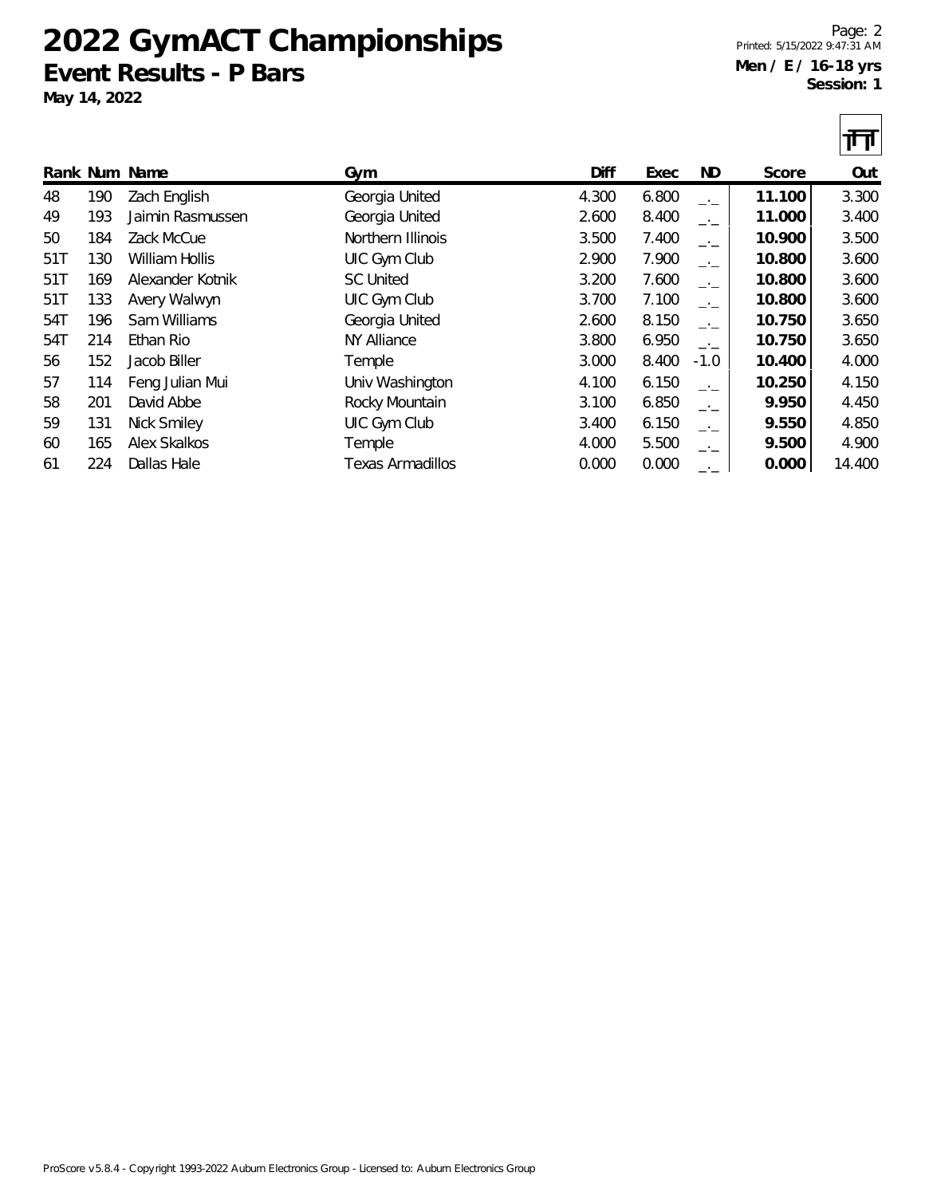# 2022 GymACT Championships

## Event Results - P Bars

**May 14, 2022**

Printed: 5/15/2022 9:47:31 AM

**Men / E / 16-18 yrs**
**Session: 1**

| Rank | Num | Name | Gym | Diff | Exec | ND | Score | Out |
|---|---|---|---|---|---|---|---|---|
| 48 | 190 | Zach English | Georgia United | 4.300 | 6.800 | _._ | **11.100** | 3.300 |
| 49 | 193 | Jaimin Rasmussen | Georgia United | 2.600 | 8.400 | _._ | **11.000** | 3.400 |
| 50 | 184 | Zack McCue | Northern Illinois | 3.500 | 7.400 | _._ | **10.900** | 3.500 |
| 51T | 130 | William Hollis | UIC Gym Club | 2.900 | 7.900 | _._ | **10.800** | 3.600 |
| 51T | 169 | Alexander Kotnik | SC United | 3.200 | 7.600 | _._ | **10.800** | 3.600 |
| 51T | 133 | Avery Walwyn | UIC Gym Club | 3.700 | 7.100 | _._ | **10.800** | 3.600 |
| 54T | 196 | Sam Williams | Georgia United | 2.600 | 8.150 | _._ | **10.750** | 3.650 |
| 54T | 214 | Ethan Rio | NY Alliance | 3.800 | 6.950 | _._ | **10.750** | 3.650 |
| 56 | 152 | Jacob Biller | Temple | 3.000 | 8.400 | -1.0 | **10.400** | 4.000 |
| 57 | 114 | Feng Julian Mui | Univ Washington | 4.100 | 6.150 | _._ | **10.250** | 4.150 |
| 58 | 201 | David Abbe | Rocky Mountain | 3.100 | 6.850 | _._ | **9.950** | 4.450 |
| 59 | 131 | Nick Smiley | UIC Gym Club | 3.400 | 6.150 | _._ | **9.550** | 4.850 |
| 60 | 165 | Alex Skalkos | Temple | 4.000 | 5.500 | _._ | **9.500** | 4.900 |
| 61 | 224 | Dallas Hale | Texas Armadillos | 0.000 | 0.000 | _._ | **0.000** | 14.400 |

ProScore v5.8.4 - Copyright 1993-2022 Auburn Electronics Group - Licensed to: Auburn Electronics Group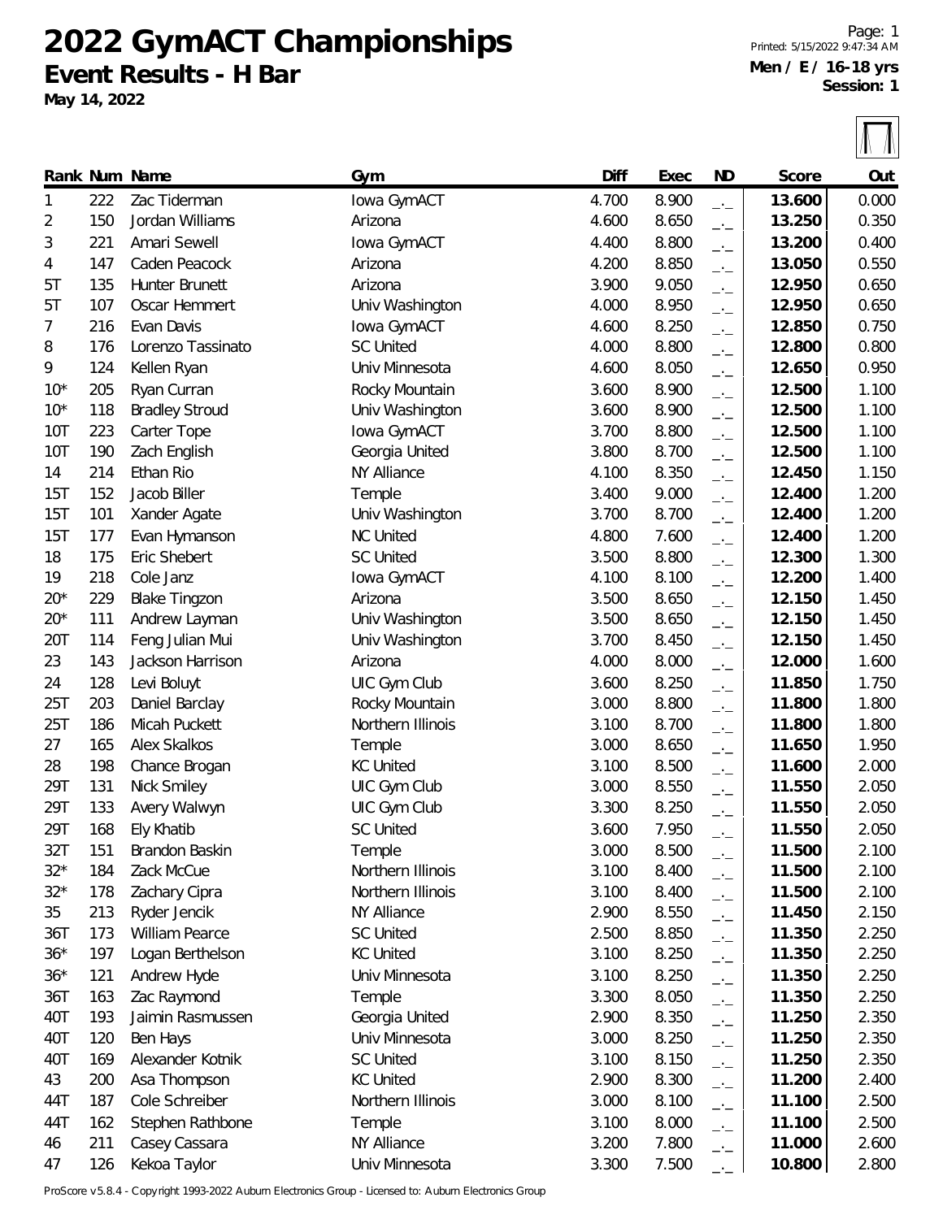# 2022 GymACT Championships

## Event Results - H Bar

**May 14, 2022**

**Men / E / 16-18 yrs**
**Session: 1**

| Rank | Num | Name | Gym | Diff | Exec | ND | Score | Out |
|---|---|---|---|---|---|---|---|---|
| 1 | 222 | Zac Tiderman | Iowa GymACT | 4.700 | 8.900 | _._ | **13.600** | 0.000 |
| 2 | 150 | Jordan Williams | Arizona | 4.600 | 8.650 | _._ | **13.250** | 0.350 |
| 3 | 221 | Amari Sewell | Iowa GymACT | 4.400 | 8.800 | _._ | **13.200** | 0.400 |
| 4 | 147 | Caden Peacock | Arizona | 4.200 | 8.850 | _._ | **13.050** | 0.550 |
| 5T | 135 | Hunter Brunett | Arizona | 3.900 | 9.050 | _._ | **12.950** | 0.650 |
| 5T | 107 | Oscar Hemmert | Univ Washington | 4.000 | 8.950 | _._ | **12.950** | 0.650 |
| 7 | 216 | Evan Davis | Iowa GymACT | 4.600 | 8.250 | _._ | **12.850** | 0.750 |
| 8 | 176 | Lorenzo Tassinato | SC United | 4.000 | 8.800 | _._ | **12.800** | 0.800 |
| 9 | 124 | Kellen Ryan | Univ Minnesota | 4.600 | 8.050 | _._ | **12.650** | 0.950 |
| 10* | 205 | Ryan Curran | Rocky Mountain | 3.600 | 8.900 | _._ | **12.500** | 1.100 |
| 10* | 118 | Bradley Stroud | Univ Washington | 3.600 | 8.900 | _._ | **12.500** | 1.100 |
| 10T | 223 | Carter Tope | Iowa GymACT | 3.700 | 8.800 | _._ | **12.500** | 1.100 |
| 10T | 190 | Zach English | Georgia United | 3.800 | 8.700 | _._ | **12.500** | 1.100 |
| 14 | 214 | Ethan Rio | NY Alliance | 4.100 | 8.350 | _._ | **12.450** | 1.150 |
| 15T | 152 | Jacob Biller | Temple | 3.400 | 9.000 | _._ | **12.400** | 1.200 |
| 15T | 101 | Xander Agate | Univ Washington | 3.700 | 8.700 | _._ | **12.400** | 1.200 |
| 15T | 177 | Evan Hymanson | NC United | 4.800 | 7.600 | _._ | **12.400** | 1.200 |
| 18 | 175 | Eric Shebert | SC United | 3.500 | 8.800 | _._ | **12.300** | 1.300 |
| 19 | 218 | Cole Janz | Iowa GymACT | 4.100 | 8.100 | _._ | **12.200** | 1.400 |
| 20* | 229 | Blake Tingzon | Arizona | 3.500 | 8.650 | _._ | **12.150** | 1.450 |
| 20* | 111 | Andrew Layman | Univ Washington | 3.500 | 8.650 | _._ | **12.150** | 1.450 |
| 20T | 114 | Feng Julian Mui | Univ Washington | 3.700 | 8.450 | _._ | **12.150** | 1.450 |
| 23 | 143 | Jackson Harrison | Arizona | 4.000 | 8.000 | _._ | **12.000** | 1.600 |
| 24 | 128 | Levi Boluyt | UIC Gym Club | 3.600 | 8.250 | _._ | **11.850** | 1.750 |
| 25T | 203 | Daniel Barclay | Rocky Mountain | 3.000 | 8.800 | _._ | **11.800** | 1.800 |
| 25T | 186 | Micah Puckett | Northern Illinois | 3.100 | 8.700 | _._ | **11.800** | 1.800 |
| 27 | 165 | Alex Skalkos | Temple | 3.000 | 8.650 | _._ | **11.650** | 1.950 |
| 28 | 198 | Chance Brogan | KC United | 3.100 | 8.500 | _._ | **11.600** | 2.000 |
| 29T | 131 | Nick Smiley | UIC Gym Club | 3.000 | 8.550 | _._ | **11.550** | 2.050 |
| 29T | 133 | Avery Walwyn | UIC Gym Club | 3.300 | 8.250 | _._ | **11.550** | 2.050 |
| 29T | 168 | Ely Khatib | SC United | 3.600 | 7.950 | _._ | **11.550** | 2.050 |
| 32T | 151 | Brandon Baskin | Temple | 3.000 | 8.500 | _._ | **11.500** | 2.100 |
| 32* | 184 | Zack McCue | Northern Illinois | 3.100 | 8.400 | _._ | **11.500** | 2.100 |
| 32* | 178 | Zachary Cipra | Northern Illinois | 3.100 | 8.400 | _._ | **11.500** | 2.100 |
| 35 | 213 | Ryder Jencik | NY Alliance | 2.900 | 8.550 | _._ | **11.450** | 2.150 |
| 36T | 173 | William Pearce | SC United | 2.500 | 8.850 | _._ | **11.350** | 2.250 |
| 36* | 197 | Logan Berthelson | KC United | 3.100 | 8.250 | _._ | **11.350** | 2.250 |
| 36* | 121 | Andrew Hyde | Univ Minnesota | 3.100 | 8.250 | _._ | **11.350** | 2.250 |
| 36T | 163 | Zac Raymond | Temple | 3.300 | 8.050 | _._ | **11.350** | 2.250 |
| 40T | 193 | Jaimin Rasmussen | Georgia United | 2.900 | 8.350 | _._ | **11.250** | 2.350 |
| 40T | 120 | Ben Hays | Univ Minnesota | 3.000 | 8.250 | _._ | **11.250** | 2.350 |
| 40T | 169 | Alexander Kotnik | SC United | 3.100 | 8.150 | _._ | **11.250** | 2.350 |
| 43 | 200 | Asa Thompson | KC United | 2.900 | 8.300 | _._ | **11.200** | 2.400 |
| 44T | 187 | Cole Schreiber | Northern Illinois | 3.000 | 8.100 | _._ | **11.100** | 2.500 |
| 44T | 162 | Stephen Rathbone | Temple | 3.100 | 8.000 | _._ | **11.100** | 2.500 |
| 46 | 211 | Casey Cassara | NY Alliance | 3.200 | 7.800 | _._ | **11.000** | 2.600 |
| 47 | 126 | Kekoa Taylor | Univ Minnesota | 3.300 | 7.500 | _._ | **10.800** | 2.800 |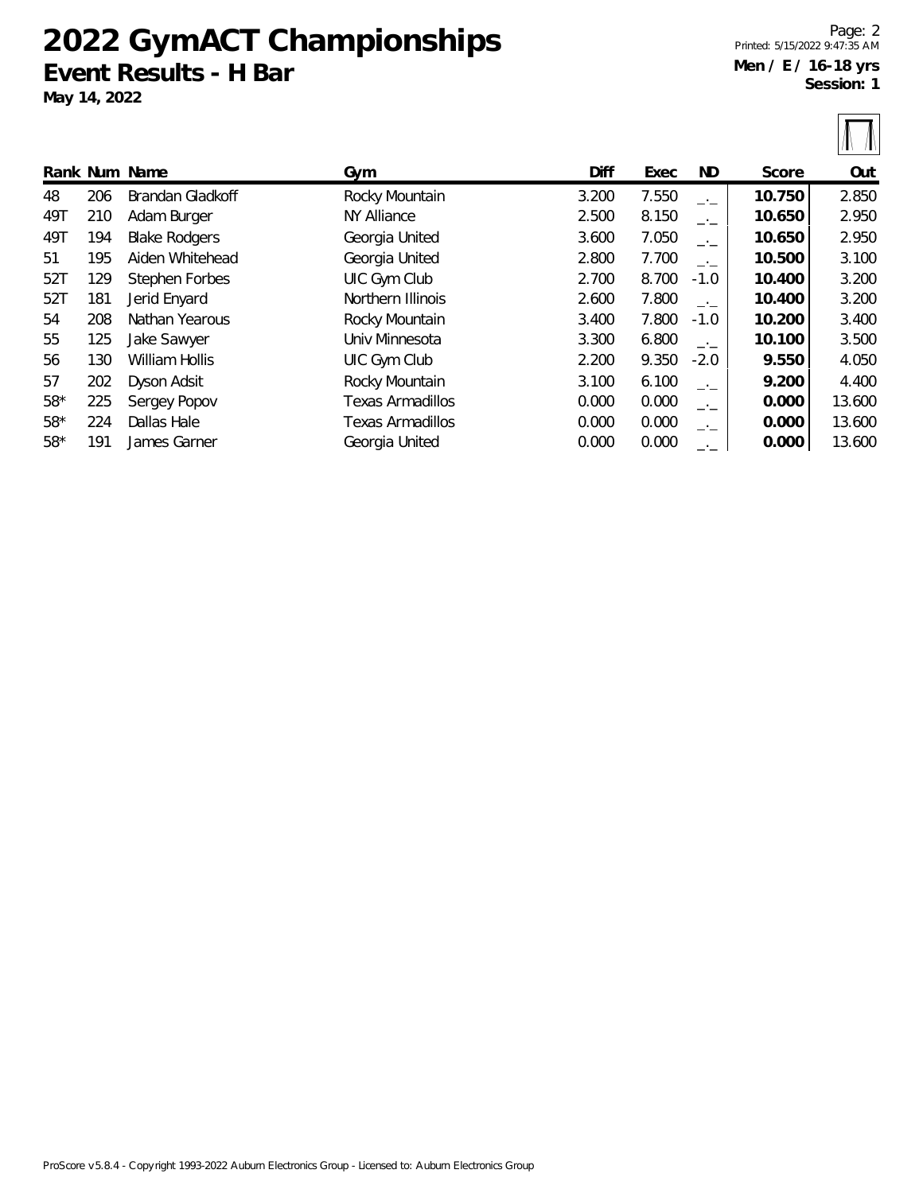# 2022 GymACT Championships

## Event Results - H Bar

**May 14, 2022**

Printed: 5/15/2022 9:47:35 AM

**Men / E / 16-18 yrs**
**Session: 1**

| Rank | Num | Name | Gym | Diff | Exec | ND | Score | Out |
|---|---|---|---|---|---|---|---|---|
| 48 | 206 | Brandan Gladkoff | Rocky Mountain | 3.200 | 7.550 | _._ | **10.750** | 2.850 |
| 49T | 210 | Adam Burger | NY Alliance | 2.500 | 8.150 | _._ | **10.650** | 2.950 |
| 49T | 194 | Blake Rodgers | Georgia United | 3.600 | 7.050 | _._ | **10.650** | 2.950 |
| 51 | 195 | Aiden Whitehead | Georgia United | 2.800 | 7.700 | _._ | **10.500** | 3.100 |
| 52T | 129 | Stephen Forbes | UIC Gym Club | 2.700 | 8.700 | -1.0 | **10.400** | 3.200 |
| 52T | 181 | Jerid Enyard | Northern Illinois | 2.600 | 7.800 | _._ | **10.400** | 3.200 |
| 54 | 208 | Nathan Yearous | Rocky Mountain | 3.400 | 7.800 | -1.0 | **10.200** | 3.400 |
| 55 | 125 | Jake Sawyer | Univ Minnesota | 3.300 | 6.800 | _._ | **10.100** | 3.500 |
| 56 | 130 | William Hollis | UIC Gym Club | 2.200 | 9.350 | -2.0 | **9.550** | 4.050 |
| 57 | 202 | Dyson Adsit | Rocky Mountain | 3.100 | 6.100 | _._ | **9.200** | 4.400 |
| 58* | 225 | Sergey Popov | Texas Armadillos | 0.000 | 0.000 | _._ | **0.000** | 13.600 |
| 58* | 224 | Dallas Hale | Texas Armadillos | 0.000 | 0.000 | _._ | **0.000** | 13.600 |
| 58* | 191 | James Garner | Georgia United | 0.000 | 0.000 | _._ | **0.000** | 13.600 |

ProScore v5.8.4 - Copyright 1993-2022 Auburn Electronics Group - Licensed to: Auburn Electronics Group